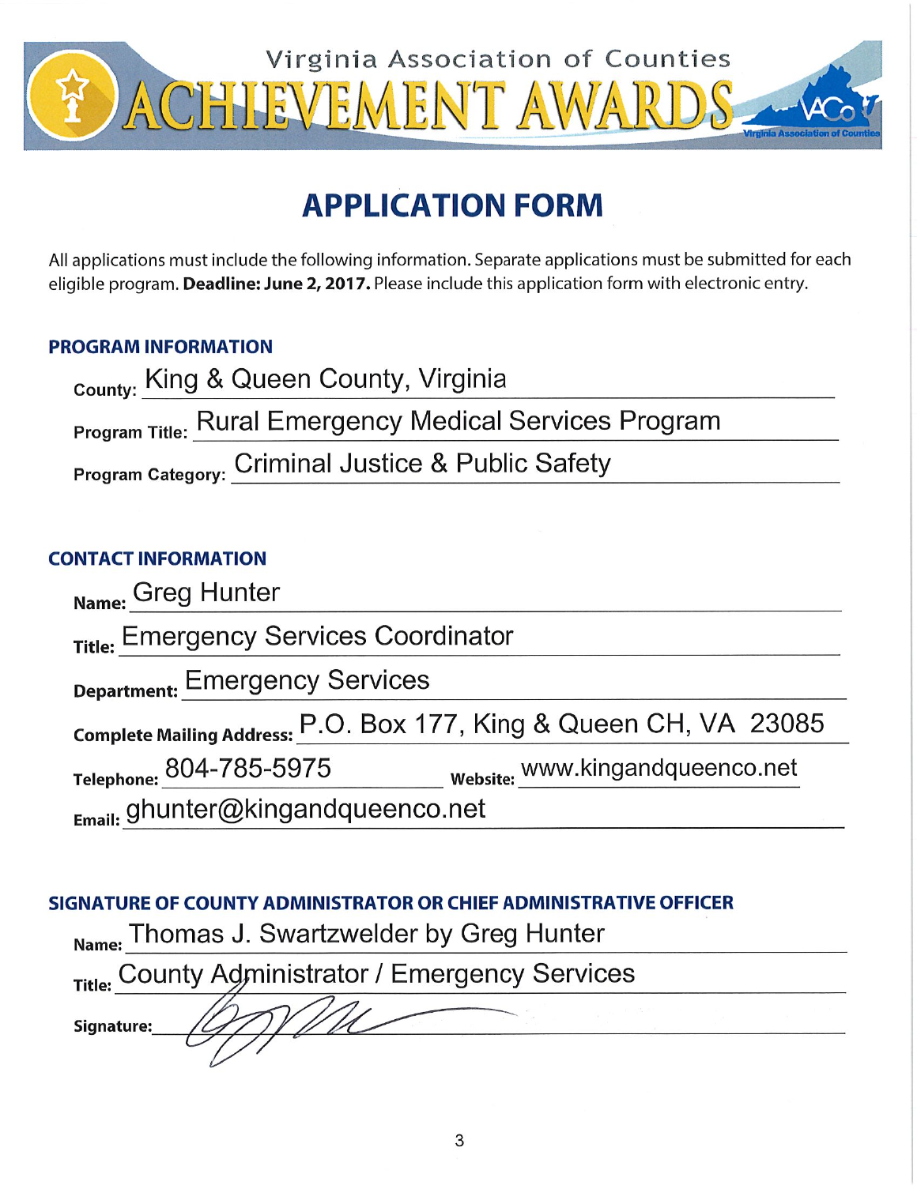Virginia Association of Counties

# ACHIEVEMENT AWARDS

## APPLICATION FORM

All applications must include the following information. Separate applications must be submitted for each eligible program. **Deadline: June 2, 2017.** Please include this application form with electronic entry.

### PROGRAM INFORMATION

**County:** King & Queen County, Virginia

**Program Title:** Rural Emergency Medical Services Program

**Program Category:** Criminal Justice & Public Safety

### CONTACT INFORMATION

**Name:** Greg Hunter

**Title:** Emergency Services Coordinator

**Department:** Emergency Services

**Complete Mailing Address:** P.O. Box 177, King & Queen CH, VA 23085

**Telephone:** 804-785-5975 **Website:** www.kingandqueenco.net

**Email:** ghunter@kingandqueenco.net

### SIGNATURE OF COUNTY ADMINISTRATOR OR CHIEF ADMINISTRATIVE OFFICER

**Name:** Thomas J. Swartzwelder by Greg Hunter

**Title:** County Administrator / Emergency Services

**Signature:**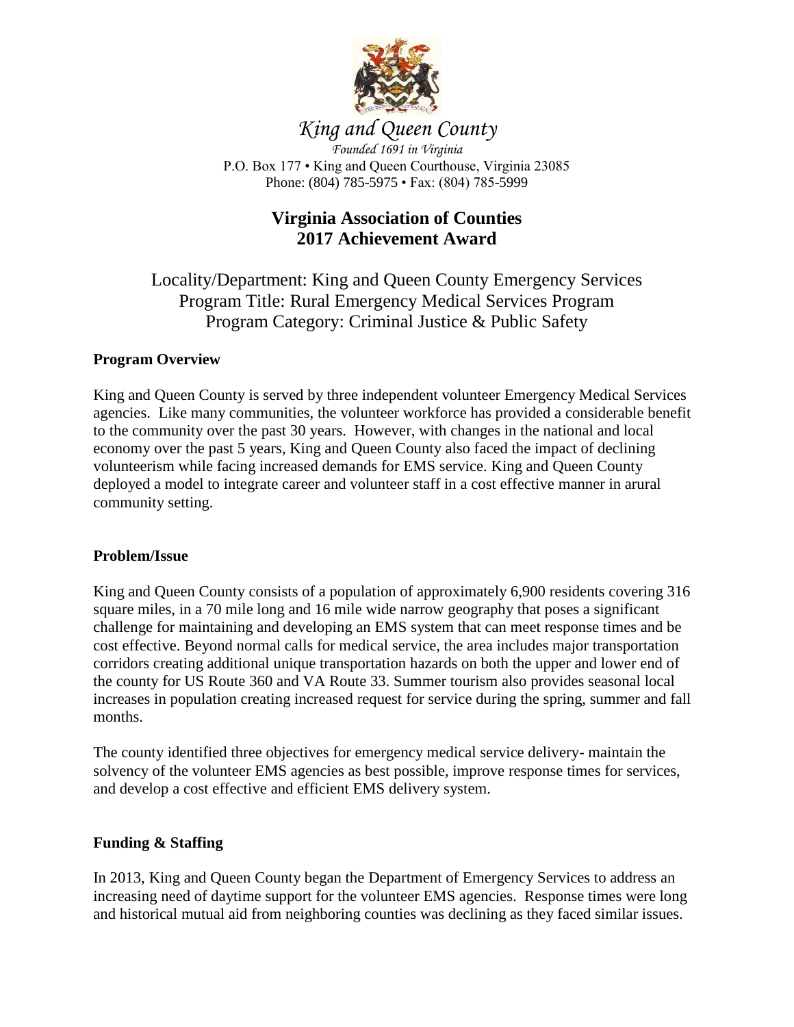# King and Queen County

*Founded 1691 in Virginia*

P.O. Box 177 • King and Queen Courthouse, Virginia 23085
Phone: (804) 785-5975 • Fax: (804) 785-5999

## Virginia Association of Counties
## 2017 Achievement Award

Locality/Department: King and Queen County Emergency Services
Program Title: Rural Emergency Medical Services Program
Program Category: Criminal Justice & Public Safety

### Program Overview

King and Queen County is served by three independent volunteer Emergency Medical Services agencies. Like many communities, the volunteer workforce has provided a considerable benefit to the community over the past 30 years. However, with changes in the national and local economy over the past 5 years, King and Queen County also faced the impact of declining volunteerism while facing increased demands for EMS service. King and Queen County deployed a model to integrate career and volunteer staff in a cost effective manner in arural community setting.

### Problem/Issue

King and Queen County consists of a population of approximately 6,900 residents covering 316 square miles, in a 70 mile long and 16 mile wide narrow geography that poses a significant challenge for maintaining and developing an EMS system that can meet response times and be cost effective. Beyond normal calls for medical service, the area includes major transportation corridors creating additional unique transportation hazards on both the upper and lower end of the county for US Route 360 and VA Route 33. Summer tourism also provides seasonal local increases in population creating increased request for service during the spring, summer and fall months.

The county identified three objectives for emergency medical service delivery- maintain the solvency of the volunteer EMS agencies as best possible, improve response times for services, and develop a cost effective and efficient EMS delivery system.

### Funding & Staffing

In 2013, King and Queen County began the Department of Emergency Services to address an increasing need of daytime support for the volunteer EMS agencies. Response times were long and historical mutual aid from neighboring counties was declining as they faced similar issues.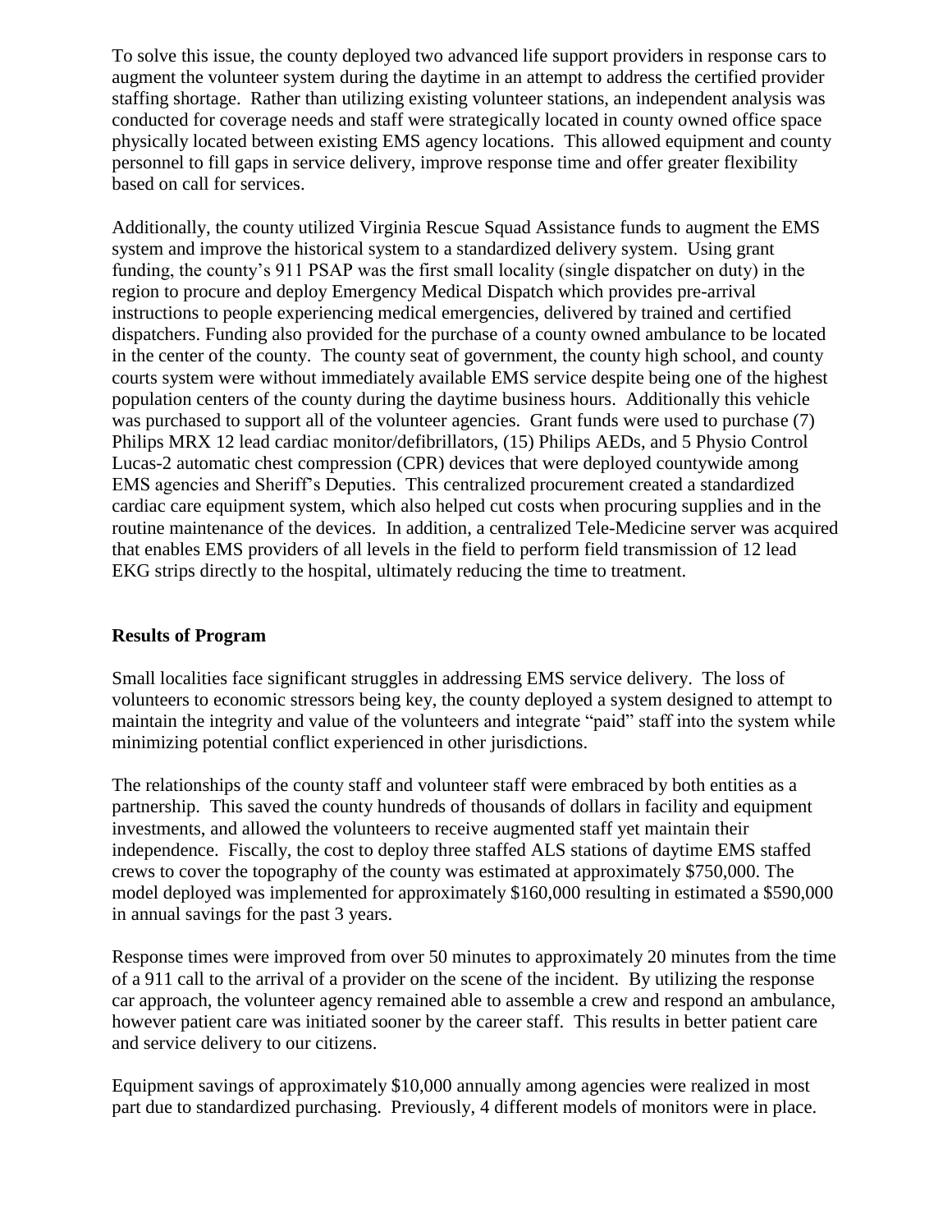To solve this issue, the county deployed two advanced life support providers in response cars to augment the volunteer system during the daytime in an attempt to address the certified provider staffing shortage. Rather than utilizing existing volunteer stations, an independent analysis was conducted for coverage needs and staff were strategically located in county owned office space physically located between existing EMS agency locations. This allowed equipment and county personnel to fill gaps in service delivery, improve response time and offer greater flexibility based on call for services.

Additionally, the county utilized Virginia Rescue Squad Assistance funds to augment the EMS system and improve the historical system to a standardized delivery system. Using grant funding, the county's 911 PSAP was the first small locality (single dispatcher on duty) in the region to procure and deploy Emergency Medical Dispatch which provides pre-arrival instructions to people experiencing medical emergencies, delivered by trained and certified dispatchers. Funding also provided for the purchase of a county owned ambulance to be located in the center of the county. The county seat of government, the county high school, and county courts system were without immediately available EMS service despite being one of the highest population centers of the county during the daytime business hours. Additionally this vehicle was purchased to support all of the volunteer agencies. Grant funds were used to purchase (7) Philips MRX 12 lead cardiac monitor/defibrillators, (15) Philips AEDs, and 5 Physio Control Lucas-2 automatic chest compression (CPR) devices that were deployed countywide among EMS agencies and Sheriff's Deputies. This centralized procurement created a standardized cardiac care equipment system, which also helped cut costs when procuring supplies and in the routine maintenance of the devices. In addition, a centralized Tele-Medicine server was acquired that enables EMS providers of all levels in the field to perform field transmission of 12 lead EKG strips directly to the hospital, ultimately reducing the time to treatment.

**Results of Program**

Small localities face significant struggles in addressing EMS service delivery. The loss of volunteers to economic stressors being key, the county deployed a system designed to attempt to maintain the integrity and value of the volunteers and integrate "paid" staff into the system while minimizing potential conflict experienced in other jurisdictions.

The relationships of the county staff and volunteer staff were embraced by both entities as a partnership. This saved the county hundreds of thousands of dollars in facility and equipment investments, and allowed the volunteers to receive augmented staff yet maintain their independence. Fiscally, the cost to deploy three staffed ALS stations of daytime EMS staffed crews to cover the topography of the county was estimated at approximately $750,000. The model deployed was implemented for approximately $160,000 resulting in estimated a $590,000 in annual savings for the past 3 years.

Response times were improved from over 50 minutes to approximately 20 minutes from the time of a 911 call to the arrival of a provider on the scene of the incident. By utilizing the response car approach, the volunteer agency remained able to assemble a crew and respond an ambulance, however patient care was initiated sooner by the career staff. This results in better patient care and service delivery to our citizens.

Equipment savings of approximately $10,000 annually among agencies were realized in most part due to standardized purchasing. Previously, 4 different models of monitors were in place.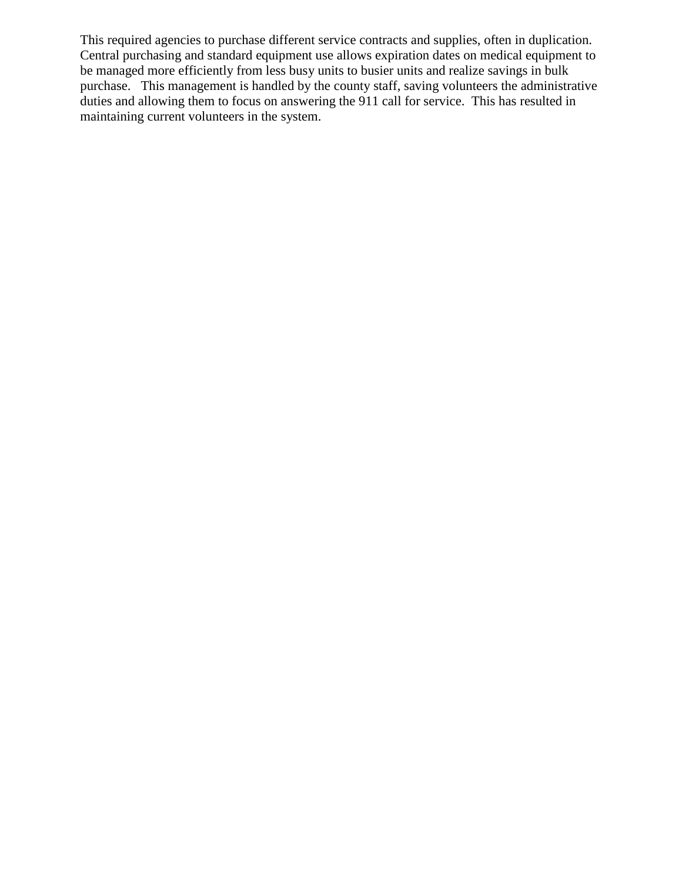This required agencies to purchase different service contracts and supplies, often in duplication. Central purchasing and standard equipment use allows expiration dates on medical equipment to be managed more efficiently from less busy units to busier units and realize savings in bulk purchase. This management is handled by the county staff, saving volunteers the administrative duties and allowing them to focus on answering the 911 call for service. This has resulted in maintaining current volunteers in the system.